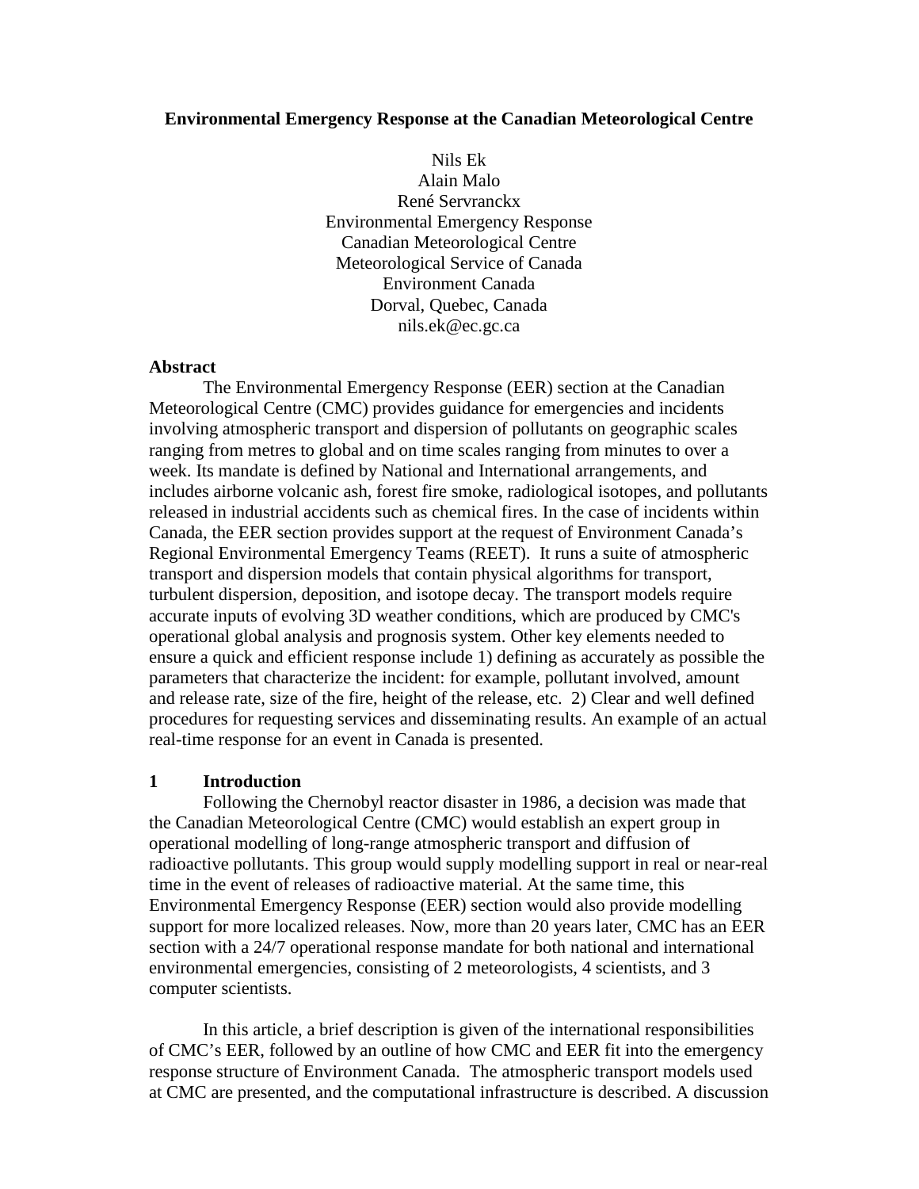# Environmental Emergency Response at the Canadian Meteorological Centre

Nils Ek
Alain Malo
René Servranckx
Environmental Emergency Response
Canadian Meteorological Centre
Meteorological Service of Canada
Environment Canada
Dorval, Quebec, Canada
nils.ek@ec.gc.ca

## Abstract

The Environmental Emergency Response (EER) section at the Canadian Meteorological Centre (CMC) provides guidance for emergencies and incidents involving atmospheric transport and dispersion of pollutants on geographic scales ranging from metres to global and on time scales ranging from minutes to over a week. Its mandate is defined by National and International arrangements, and includes airborne volcanic ash, forest fire smoke, radiological isotopes, and pollutants released in industrial accidents such as chemical fires. In the case of incidents within Canada, the EER section provides support at the request of Environment Canada's Regional Environmental Emergency Teams (REET). It runs a suite of atmospheric transport and dispersion models that contain physical algorithms for transport, turbulent dispersion, deposition, and isotope decay. The transport models require accurate inputs of evolving 3D weather conditions, which are produced by CMC's operational global analysis and prognosis system. Other key elements needed to ensure a quick and efficient response include 1) defining as accurately as possible the parameters that characterize the incident: for example, pollutant involved, amount and release rate, size of the fire, height of the release, etc. 2) Clear and well defined procedures for requesting services and disseminating results. An example of an actual real-time response for an event in Canada is presented.

## 1 Introduction

Following the Chernobyl reactor disaster in 1986, a decision was made that the Canadian Meteorological Centre (CMC) would establish an expert group in operational modelling of long-range atmospheric transport and diffusion of radioactive pollutants. This group would supply modelling support in real or near-real time in the event of releases of radioactive material. At the same time, this Environmental Emergency Response (EER) section would also provide modelling support for more localized releases. Now, more than 20 years later, CMC has an EER section with a 24/7 operational response mandate for both national and international environmental emergencies, consisting of 2 meteorologists, 4 scientists, and 3 computer scientists.

In this article, a brief description is given of the international responsibilities of CMC's EER, followed by an outline of how CMC and EER fit into the emergency response structure of Environment Canada. The atmospheric transport models used at CMC are presented, and the computational infrastructure is described. A discussion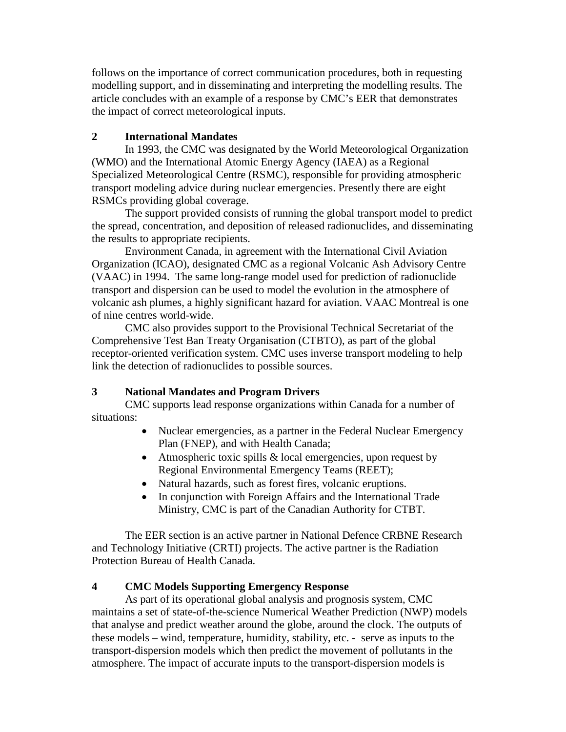follows on the importance of correct communication procedures, both in requesting modelling support, and in disseminating and interpreting the modelling results. The article concludes with an example of a response by CMC's EER that demonstrates the impact of correct meteorological inputs.

## 2 International Mandates

In 1993, the CMC was designated by the World Meteorological Organization (WMO) and the International Atomic Energy Agency (IAEA) as a Regional Specialized Meteorological Centre (RSMC), responsible for providing atmospheric transport modeling advice during nuclear emergencies. Presently there are eight RSMCs providing global coverage.

The support provided consists of running the global transport model to predict the spread, concentration, and deposition of released radionuclides, and disseminating the results to appropriate recipients.

Environment Canada, in agreement with the International Civil Aviation Organization (ICAO), designated CMC as a regional Volcanic Ash Advisory Centre (VAAC) in 1994. The same long-range model used for prediction of radionuclide transport and dispersion can be used to model the evolution in the atmosphere of volcanic ash plumes, a highly significant hazard for aviation. VAAC Montreal is one of nine centres world-wide.

CMC also provides support to the Provisional Technical Secretariat of the Comprehensive Test Ban Treaty Organisation (CTBTO), as part of the global receptor-oriented verification system. CMC uses inverse transport modeling to help link the detection of radionuclides to possible sources.

## 3 National Mandates and Program Drivers

CMC supports lead response organizations within Canada for a number of situations:

- Nuclear emergencies, as a partner in the Federal Nuclear Emergency Plan (FNEP), and with Health Canada;
- Atmospheric toxic spills & local emergencies, upon request by Regional Environmental Emergency Teams (REET);
- Natural hazards, such as forest fires, volcanic eruptions.
- In conjunction with Foreign Affairs and the International Trade Ministry, CMC is part of the Canadian Authority for CTBT.

The EER section is an active partner in National Defence CRBNE Research and Technology Initiative (CRTI) projects. The active partner is the Radiation Protection Bureau of Health Canada.

## 4 CMC Models Supporting Emergency Response

As part of its operational global analysis and prognosis system, CMC maintains a set of state-of-the-science Numerical Weather Prediction (NWP) models that analyse and predict weather around the globe, around the clock. The outputs of these models – wind, temperature, humidity, stability, etc. - serve as inputs to the transport-dispersion models which then predict the movement of pollutants in the atmosphere. The impact of accurate inputs to the transport-dispersion models is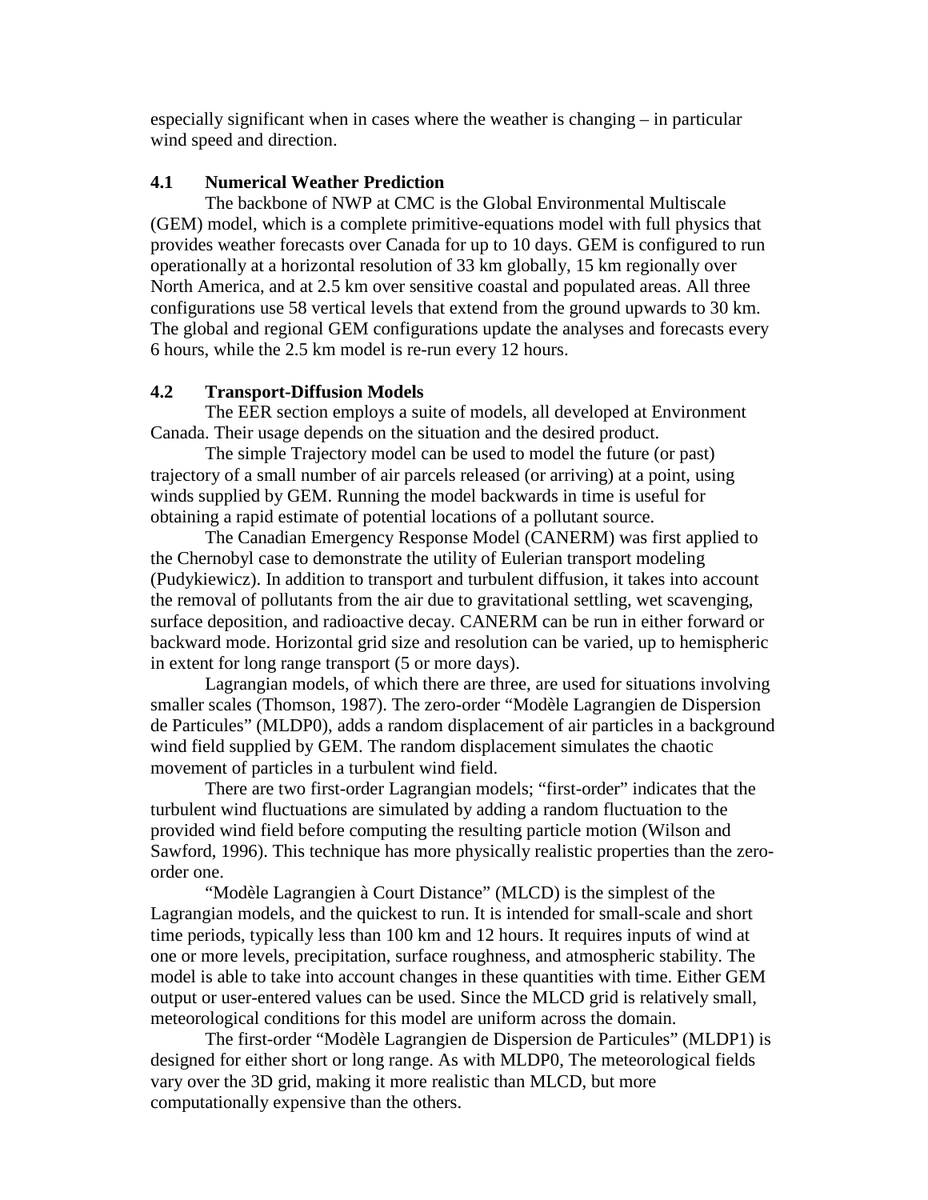especially significant when in cases where the weather is changing – in particular wind speed and direction.

### 4.1 Numerical Weather Prediction

The backbone of NWP at CMC is the Global Environmental Multiscale (GEM) model, which is a complete primitive-equations model with full physics that provides weather forecasts over Canada for up to 10 days. GEM is configured to run operationally at a horizontal resolution of 33 km globally, 15 km regionally over North America, and at 2.5 km over sensitive coastal and populated areas. All three configurations use 58 vertical levels that extend from the ground upwards to 30 km. The global and regional GEM configurations update the analyses and forecasts every 6 hours, while the 2.5 km model is re-run every 12 hours.

### 4.2 Transport-Diffusion Models

The EER section employs a suite of models, all developed at Environment Canada. Their usage depends on the situation and the desired product.

The simple Trajectory model can be used to model the future (or past) trajectory of a small number of air parcels released (or arriving) at a point, using winds supplied by GEM. Running the model backwards in time is useful for obtaining a rapid estimate of potential locations of a pollutant source.

The Canadian Emergency Response Model (CANERM) was first applied to the Chernobyl case to demonstrate the utility of Eulerian transport modeling (Pudykiewicz). In addition to transport and turbulent diffusion, it takes into account the removal of pollutants from the air due to gravitational settling, wet scavenging, surface deposition, and radioactive decay. CANERM can be run in either forward or backward mode. Horizontal grid size and resolution can be varied, up to hemispheric in extent for long range transport (5 or more days).

Lagrangian models, of which there are three, are used for situations involving smaller scales (Thomson, 1987). The zero-order "Modèle Lagrangien de Dispersion de Particules" (MLDP0), adds a random displacement of air particles in a background wind field supplied by GEM. The random displacement simulates the chaotic movement of particles in a turbulent wind field.

There are two first-order Lagrangian models; "first-order" indicates that the turbulent wind fluctuations are simulated by adding a random fluctuation to the provided wind field before computing the resulting particle motion (Wilson and Sawford, 1996). This technique has more physically realistic properties than the zero-order one.

"Modèle Lagrangien à Court Distance" (MLCD) is the simplest of the Lagrangian models, and the quickest to run. It is intended for small-scale and short time periods, typically less than 100 km and 12 hours. It requires inputs of wind at one or more levels, precipitation, surface roughness, and atmospheric stability. The model is able to take into account changes in these quantities with time. Either GEM output or user-entered values can be used. Since the MLCD grid is relatively small, meteorological conditions for this model are uniform across the domain.

The first-order "Modèle Lagrangien de Dispersion de Particules" (MLDP1) is designed for either short or long range. As with MLDP0, The meteorological fields vary over the 3D grid, making it more realistic than MLCD, but more computationally expensive than the others.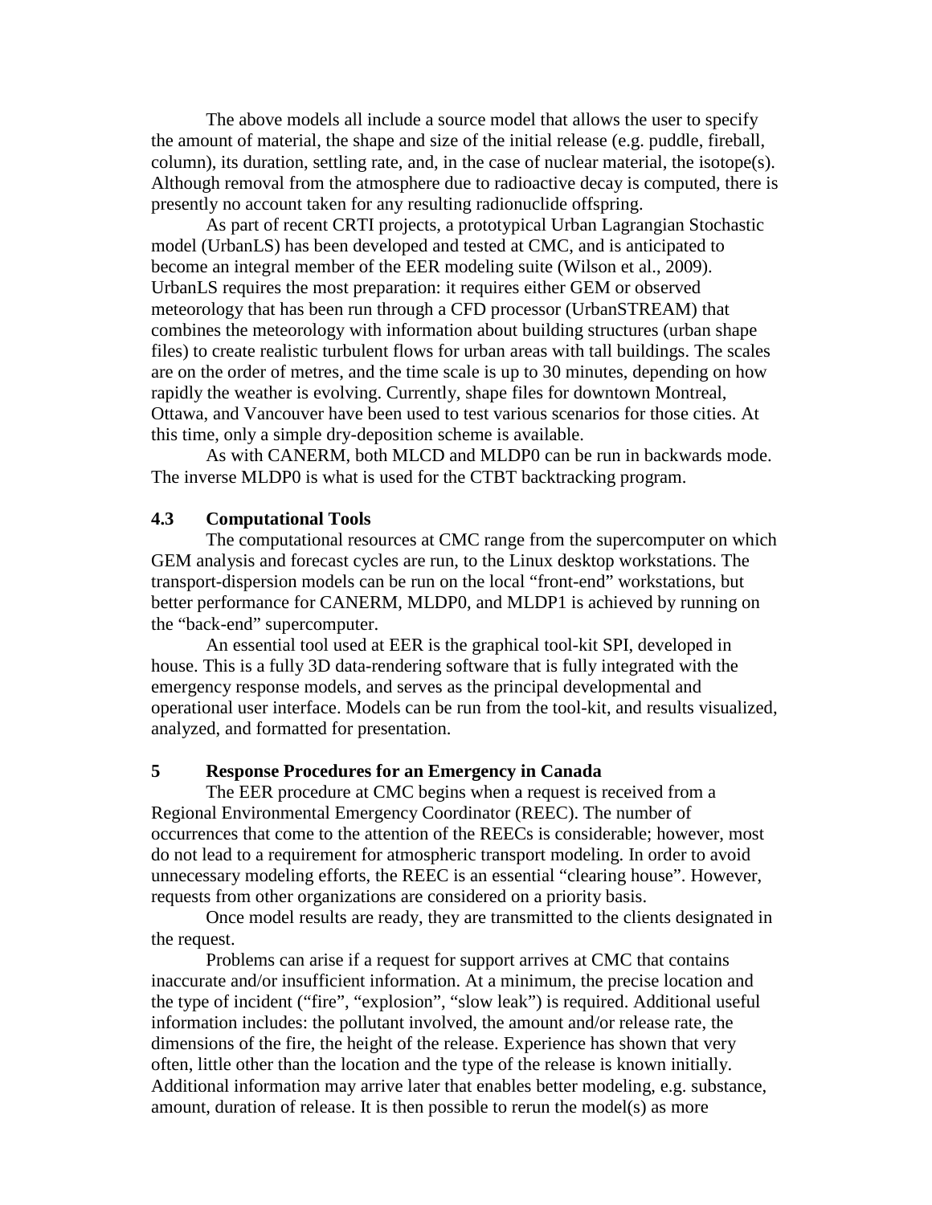The above models all include a source model that allows the user to specify the amount of material, the shape and size of the initial release (e.g. puddle, fireball, column), its duration, settling rate, and, in the case of nuclear material, the isotope(s). Although removal from the atmosphere due to radioactive decay is computed, there is presently no account taken for any resulting radionuclide offspring.

As part of recent CRTI projects, a prototypical Urban Lagrangian Stochastic model (UrbanLS) has been developed and tested at CMC, and is anticipated to become an integral member of the EER modeling suite (Wilson et al., 2009). UrbanLS requires the most preparation: it requires either GEM or observed meteorology that has been run through a CFD processor (UrbanSTREAM) that combines the meteorology with information about building structures (urban shape files) to create realistic turbulent flows for urban areas with tall buildings. The scales are on the order of metres, and the time scale is up to 30 minutes, depending on how rapidly the weather is evolving. Currently, shape files for downtown Montreal, Ottawa, and Vancouver have been used to test various scenarios for those cities. At this time, only a simple dry-deposition scheme is available.

As with CANERM, both MLCD and MLDP0 can be run in backwards mode. The inverse MLDP0 is what is used for the CTBT backtracking program.

### 4.3 Computational Tools

The computational resources at CMC range from the supercomputer on which GEM analysis and forecast cycles are run, to the Linux desktop workstations. The transport-dispersion models can be run on the local "front-end" workstations, but better performance for CANERM, MLDP0, and MLDP1 is achieved by running on the "back-end" supercomputer.

An essential tool used at EER is the graphical tool-kit SPI, developed in house. This is a fully 3D data-rendering software that is fully integrated with the emergency response models, and serves as the principal developmental and operational user interface. Models can be run from the tool-kit, and results visualized, analyzed, and formatted for presentation.

## 5 Response Procedures for an Emergency in Canada

The EER procedure at CMC begins when a request is received from a Regional Environmental Emergency Coordinator (REEC). The number of occurrences that come to the attention of the REECs is considerable; however, most do not lead to a requirement for atmospheric transport modeling. In order to avoid unnecessary modeling efforts, the REEC is an essential "clearing house". However, requests from other organizations are considered on a priority basis.

Once model results are ready, they are transmitted to the clients designated in the request.

Problems can arise if a request for support arrives at CMC that contains inaccurate and/or insufficient information. At a minimum, the precise location and the type of incident ("fire", "explosion", "slow leak") is required. Additional useful information includes: the pollutant involved, the amount and/or release rate, the dimensions of the fire, the height of the release. Experience has shown that very often, little other than the location and the type of the release is known initially. Additional information may arrive later that enables better modeling, e.g. substance, amount, duration of release. It is then possible to rerun the model(s) as more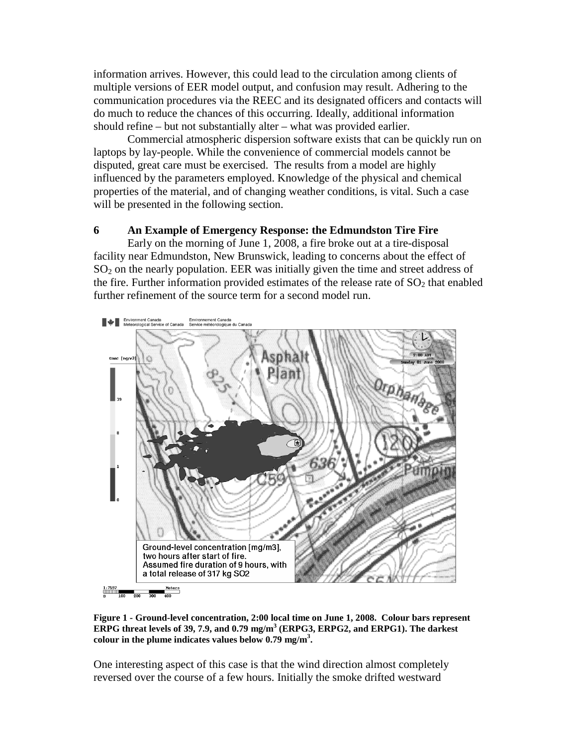information arrives. However, this could lead to the circulation among clients of multiple versions of EER model output, and confusion may result. Adhering to the communication procedures via the REEC and its designated officers and contacts will do much to reduce the chances of this occurring. Ideally, additional information should refine – but not substantially alter – what was provided earlier.

Commercial atmospheric dispersion software exists that can be quickly run on laptops by lay-people. While the convenience of commercial models cannot be disputed, great care must be exercised. The results from a model are highly influenced by the parameters employed. Knowledge of the physical and chemical properties of the material, and of changing weather conditions, is vital. Such a case will be presented in the following section.

## 6 An Example of Emergency Response: the Edmundston Tire Fire

Early on the morning of June 1, 2008, a fire broke out at a tire-disposal facility near Edmundston, New Brunswick, leading to concerns about the effect of $SO_2$ on the nearly population. EER was initially given the time and street address of the fire. Further information provided estimates of the release rate of $SO_2$ that enabled further refinement of the source term for a second model run.

**Figure 1 - Ground-level concentration, 2:00 local time on June 1, 2008. Colour bars represent ERPG threat levels of 39, 7.9, and 0.79 mg/m$^3$ (ERPG3, ERPG2, and ERPG1). The darkest colour in the plume indicates values below 0.79 mg/m$^3$.**

One interesting aspect of this case is that the wind direction almost completely reversed over the course of a few hours. Initially the smoke drifted westward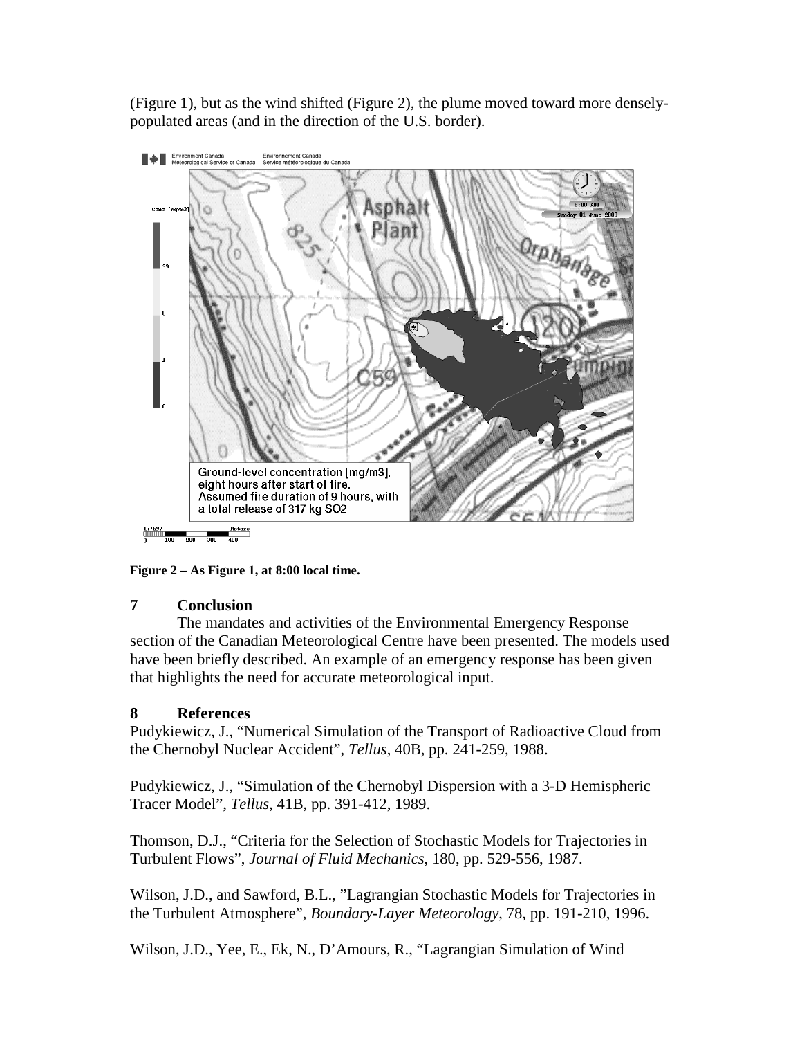(Figure 1), but as the wind shifted (Figure 2), the plume moved toward more densely-populated areas (and in the direction of the U.S. border).

**Figure 2 – As Figure 1, at 8:00 local time.**

## 7 Conclusion

The mandates and activities of the Environmental Emergency Response section of the Canadian Meteorological Centre have been presented. The models used have been briefly described. An example of an emergency response has been given that highlights the need for accurate meteorological input.

## 8 References

Pudykiewicz, J., "Numerical Simulation of the Transport of Radioactive Cloud from the Chernobyl Nuclear Accident", *Tellus*, 40B, pp. 241-259, 1988.

Pudykiewicz, J., "Simulation of the Chernobyl Dispersion with a 3-D Hemispheric Tracer Model", *Tellus*, 41B, pp. 391-412, 1989.

Thomson, D.J., "Criteria for the Selection of Stochastic Models for Trajectories in Turbulent Flows", *Journal of Fluid Mechanics*, 180, pp. 529-556, 1987.

Wilson, J.D., and Sawford, B.L., "Lagrangian Stochastic Models for Trajectories in the Turbulent Atmosphere", *Boundary-Layer Meteorology*, 78, pp. 191-210, 1996.

Wilson, J.D., Yee, E., Ek, N., D'Amours, R., "Lagrangian Simulation of Wind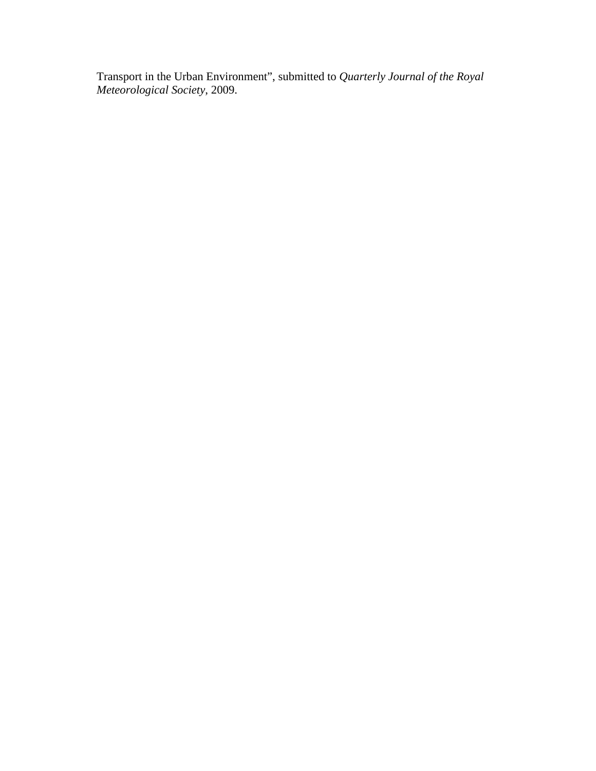Transport in the Urban Environment", submitted to *Quarterly Journal of the Royal Meteorological Society*, 2009.